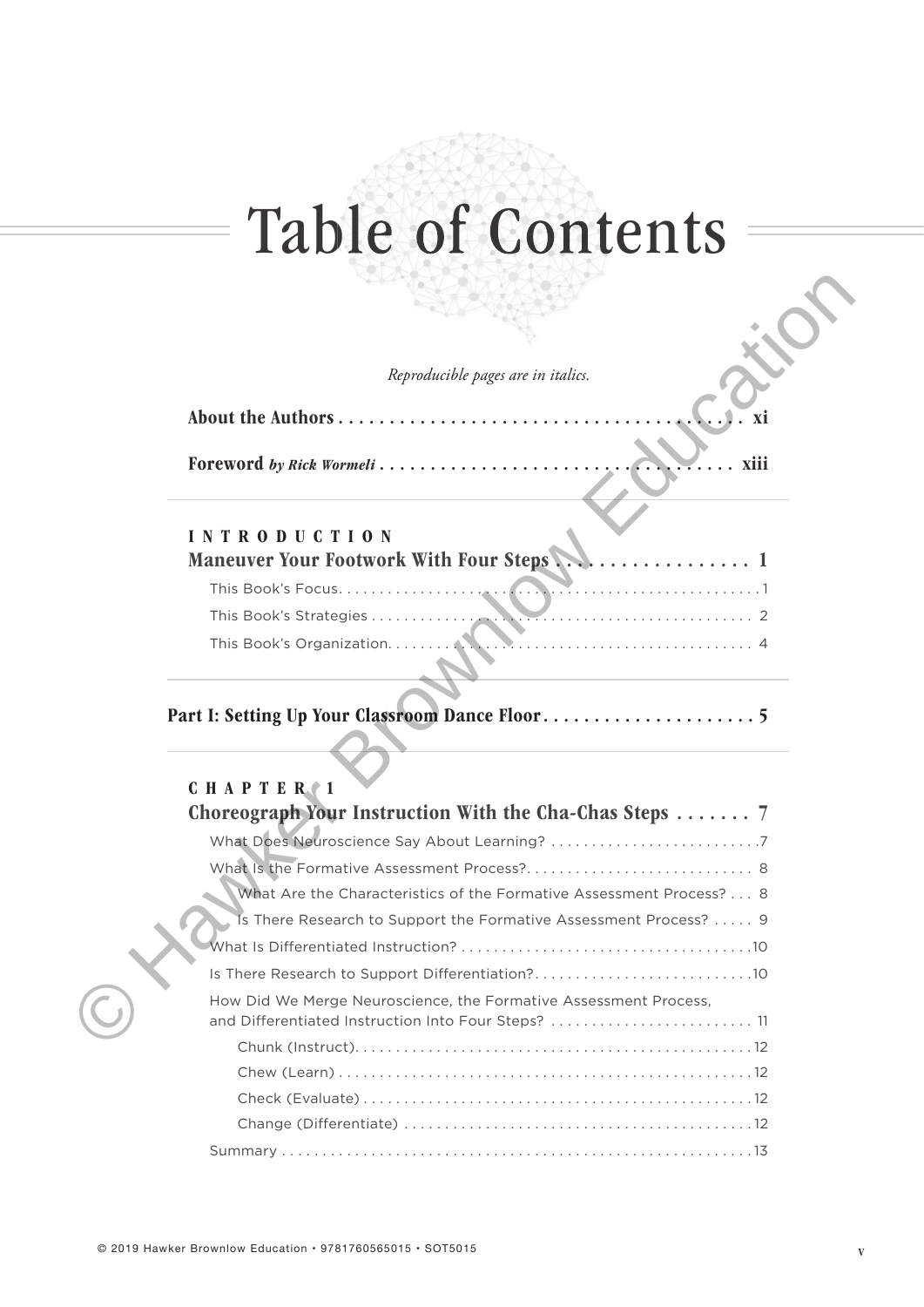# Table of Contents

*Reproducible pages are in italics.*

**About the Authors** . . . . . . . . . . . . . . . . . . . . . . . . . . . . . . . . . . . . . . . . . **xi**

**Foreword** ***by Rick Wormeli*** . . . . . . . . . . . . . . . . . . . . . . . . . . . . . . . . . . . **xiii**

## INTRODUCTION
## Maneuver Your Footwork With Four Steps . . . . . . . . . . . . . . . . . 1

This Book's Focus. . . . . . . . . . . . . . . . . . . . . . . . . . . . . . . . . . . . . . . . . . . . . . . . 1

This Book's Strategies . . . . . . . . . . . . . . . . . . . . . . . . . . . . . . . . . . . . . . . . . . . . . 2

This Book's Organization. . . . . . . . . . . . . . . . . . . . . . . . . . . . . . . . . . . . . . . . . . . . 4

## Part I: Setting Up Your Classroom Dance Floor . . . . . . . . . . . . . . . . . . . . . 5

## CHAPTER 1
## Choreograph Your Instruction With the Cha-Chas Steps . . . . . . . 7

What Does Neuroscience Say About Learning? . . . . . . . . . . . . . . . . . . . . . . . . . 7

What Is the Formative Assessment Process?. . . . . . . . . . . . . . . . . . . . . . . . . . . 8

- What Are the Characteristics of the Formative Assessment Process? . . . 8
- Is There Research to Support the Formative Assessment Process? . . . . . 9

What Is Differentiated Instruction? . . . . . . . . . . . . . . . . . . . . . . . . . . . . . . . . . . 10

Is There Research to Support Differentiation?. . . . . . . . . . . . . . . . . . . . . . . . . . 10

How Did We Merge Neuroscience, the Formative Assessment Process, and Differentiated Instruction Into Four Steps? . . . . . . . . . . . . . . . . . . . . . . . . 11

- Chunk (Instruct). . . . . . . . . . . . . . . . . . . . . . . . . . . . . . . . . . . . . . . . . . . . . . . 12
- Chew (Learn) . . . . . . . . . . . . . . . . . . . . . . . . . . . . . . . . . . . . . . . . . . . . . . . . . 12
- Check (Evaluate) . . . . . . . . . . . . . . . . . . . . . . . . . . . . . . . . . . . . . . . . . . . . . . 12
- Change (Differentiate) . . . . . . . . . . . . . . . . . . . . . . . . . . . . . . . . . . . . . . . . . . 12

Summary . . . . . . . . . . . . . . . . . . . . . . . . . . . . . . . . . . . . . . . . . . . . . . . . . . . . . . . 13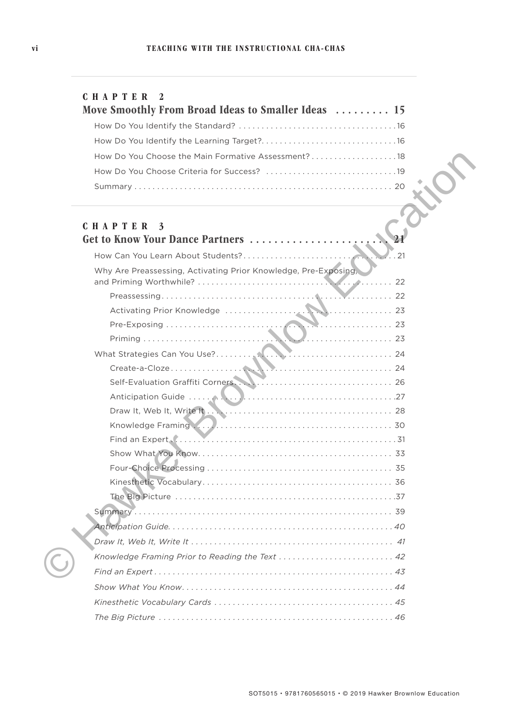## CHAPTER 2

### Move Smoothly From Broad Ideas to Smaller Ideas ......... 15

How Do You Identify the Standard? ........ 16

How Do You Identify the Learning Target? ........ 16

How Do You Choose the Main Formative Assessment? ........ 18

How Do You Choose Criteria for Success? ........ 19

Summary ........ 20

## CHAPTER 3

### Get to Know Your Dance Partners ........ 21

How Can You Learn About Students? ........ 21

Why Are Preassessing, Activating Prior Knowledge, Pre-Exposing, and Priming Worthwhile? ........ 22

- Preassessing ........ 22
- Activating Prior Knowledge ........ 23
- Pre-Exposing ........ 23
- Priming ........ 23

What Strategies Can You Use? ........ 24

- Create-a-Cloze ........ 24
- Self-Evaluation Graffiti Corners ........ 26
- Anticipation Guide ........ 27
- Draw It, Web It, Write It ........ 28
- Knowledge Framing ........ 30
- Find an Expert ........ 31
- Show What You Know ........ 33
- Four-Choice Processing ........ 35
- Kinesthetic Vocabulary ........ 36
- The Big Picture ........ 37

Summary ........ 39

*Anticipation Guide* ........ *40*

*Draw It, Web It, Write It* ........ *41*

*Knowledge Framing Prior to Reading the Text* ........ *42*

*Find an Expert* ........ *43*

*Show What You Know* ........ *44*

*Kinesthetic Vocabulary Cards* ........ *45*

*The Big Picture* ........ *46*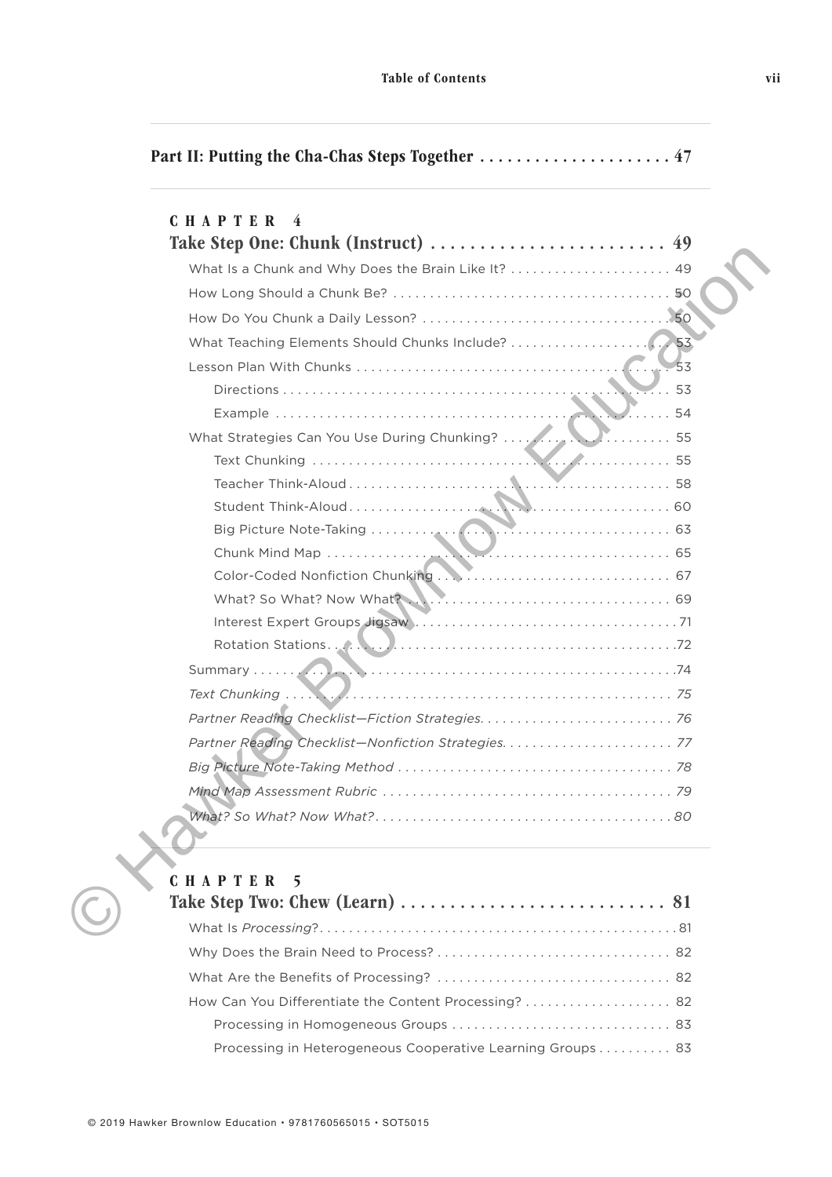**Part II: Putting the Cha-Chas Steps Together** ..................... 47

## CHAPTER 4

## Take Step One: Chunk (Instruct) ........................ 49

What Is a Chunk and Why Does the Brain Like It? ..................... 49

How Long Should a Chunk Be? ..................... 50

How Do You Chunk a Daily Lesson? ..................... 50

What Teaching Elements Should Chunks Include? ..................... 53

Lesson Plan With Chunks ..................... 53

- Directions ..................... 53
- Example ..................... 54

What Strategies Can You Use During Chunking? ..................... 55

- Text Chunking ..................... 55
- Teacher Think-Aloud ..................... 58
- Student Think-Aloud ..................... 60
- Big Picture Note-Taking ..................... 63
- Chunk Mind Map ..................... 65
- Color-Coded Nonfiction Chunking ..................... 67
- What? So What? Now What? ..................... 69
- Interest Expert Groups Jigsaw ..................... 71
- Rotation Stations ..................... 72

Summary ..................... 74

*Text Chunking* ..................... *75*

*Partner Reading Checklist—Fiction Strategies* ..................... *76*

*Partner Reading Checklist—Nonfiction Strategies* ..................... *77*

*Big Picture Note-Taking Method* ..................... *78*

*Mind Map Assessment Rubric* ..................... *79*

*What? So What? Now What?* ..................... *80*

## CHAPTER 5

## Take Step Two: Chew (Learn) ........................ 81

What Is *Processing*? ..................... 81

Why Does the Brain Need to Process? ..................... 82

What Are the Benefits of Processing? ..................... 82

How Can You Differentiate the Content Processing? ..................... 82

- Processing in Homogeneous Groups ..................... 83
- Processing in Heterogeneous Cooperative Learning Groups ..................... 83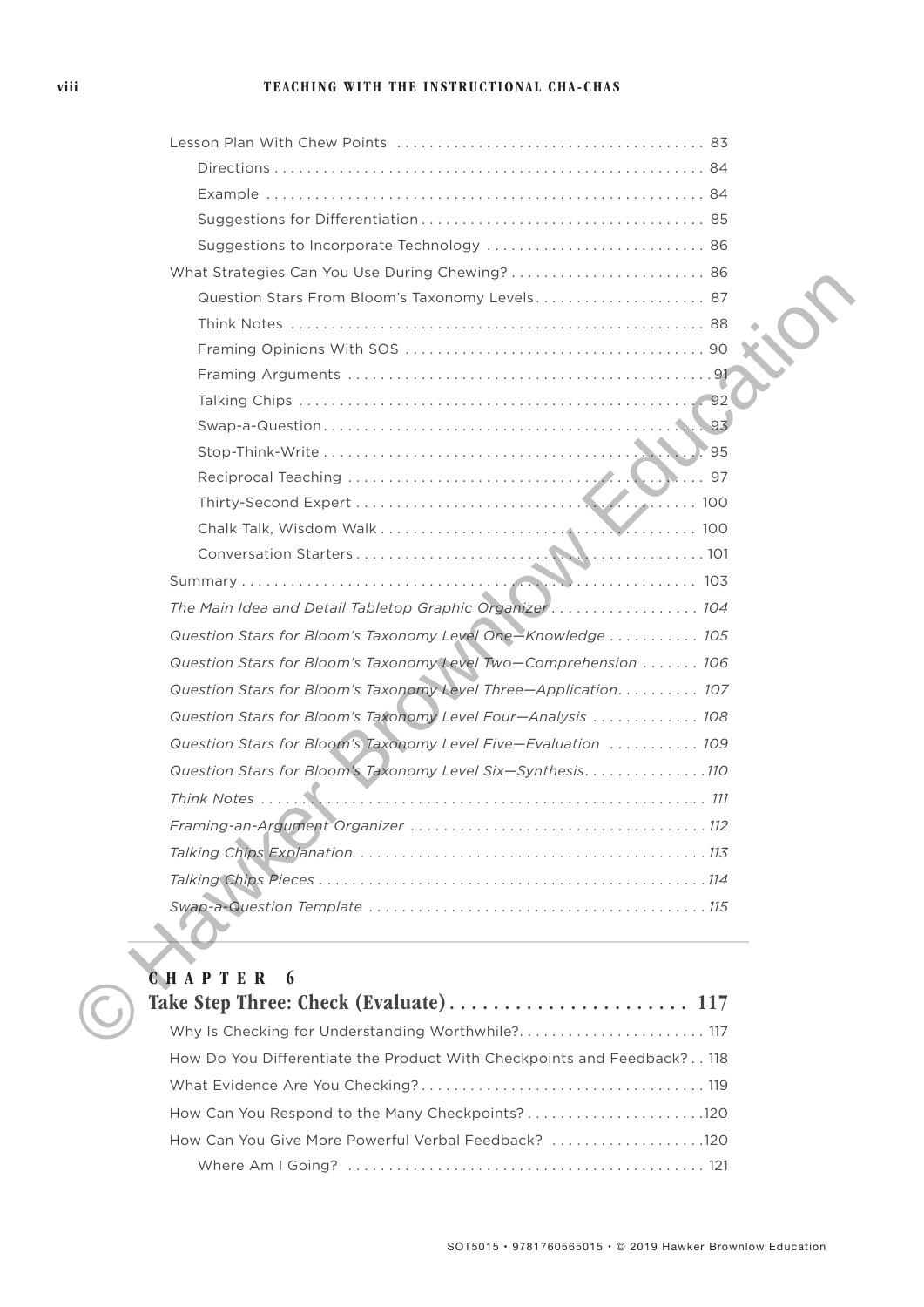Lesson Plan With Chew Points ..................................... 83

- Directions ..................................... 84
- Example ..................................... 84
- Suggestions for Differentiation ..................................... 85
- Suggestions to Incorporate Technology ..................................... 86

What Strategies Can You Use During Chewing? ..................................... 86

- Question Stars From Bloom's Taxonomy Levels ..................................... 87
- Think Notes ..................................... 88
- Framing Opinions With SOS ..................................... 90
- Framing Arguments ..................................... 91
- Talking Chips ..................................... 92
- Swap-a-Question ..................................... 93
- Stop-Think-Write ..................................... 95
- Reciprocal Teaching ..................................... 97
- Thirty-Second Expert ..................................... 100
- Chalk Talk, Wisdom Walk ..................................... 100
- Conversation Starters ..................................... 101

Summary ..................................... 103

*The Main Idea and Detail Tabletop Graphic Organizer* ..................................... *104*

*Question Stars for Bloom's Taxonomy Level One—Knowledge* ..................................... *105*

*Question Stars for Bloom's Taxonomy Level Two—Comprehension* ..................................... *106*

*Question Stars for Bloom's Taxonomy Level Three—Application* ..................................... *107*

*Question Stars for Bloom's Taxonomy Level Four—Analysis* ..................................... *108*

*Question Stars for Bloom's Taxonomy Level Five—Evaluation* ..................................... *109*

*Question Stars for Bloom's Taxonomy Level Six—Synthesis* ..................................... *110*

*Think Notes* ..................................... *111*

*Framing-an-Argument Organizer* ..................................... *112*

*Talking Chips Explanation* ..................................... *113*

*Talking Chips Pieces* ..................................... *114*

*Swap-a-Question Template* ..................................... *115*

## CHAPTER 6

## Take Step Three: Check (Evaluate) ..................................... 117

Why Is Checking for Understanding Worthwhile? ..................................... 117

How Do You Differentiate the Product With Checkpoints and Feedback? ..................................... 118

What Evidence Are You Checking? ..................................... 119

How Can You Respond to the Many Checkpoints? ..................................... 120

How Can You Give More Powerful Verbal Feedback? ..................................... 120

- Where Am I Going? ..................................... 121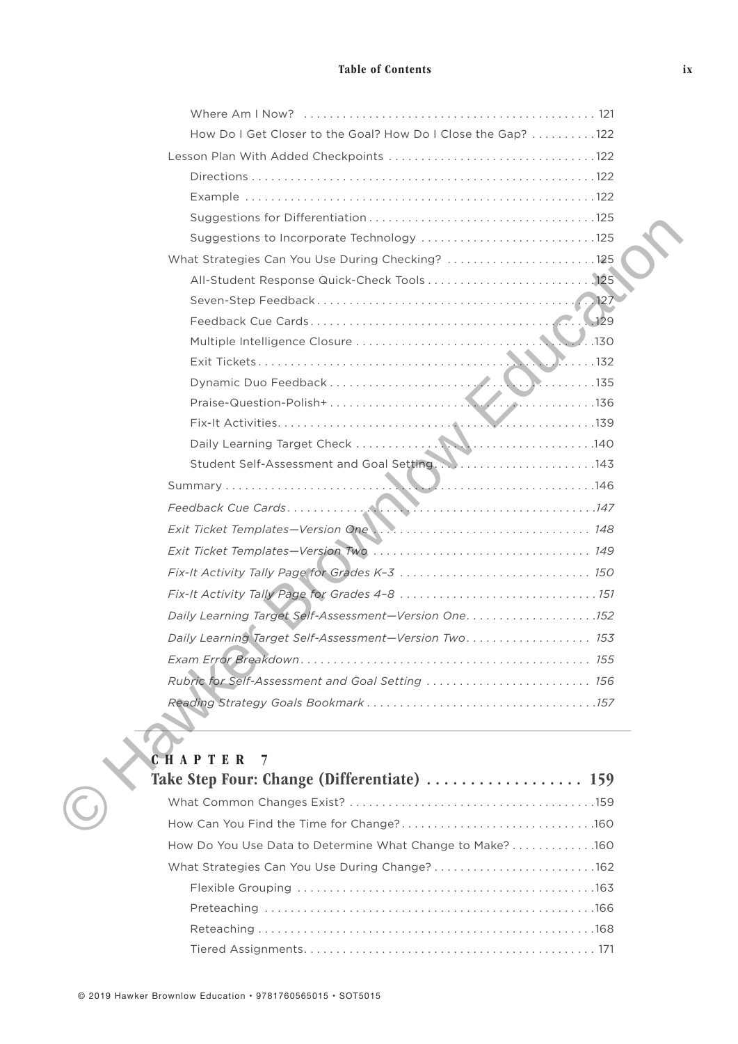Where Am I Now? . . . . . . . . . . . . . . . . . . . . . . . . . . . . . . . . . . . . . . . . . . . . . 121

How Do I Get Closer to the Goal? How Do I Close the Gap? . . . . . . . . . .122

Lesson Plan With Added Checkpoints . . . . . . . . . . . . . . . . . . . . . . . . . . . . . . . .122

Directions . . . . . . . . . . . . . . . . . . . . . . . . . . . . . . . . . . . . . . . . . . . . . . . . . . . . .122

Example . . . . . . . . . . . . . . . . . . . . . . . . . . . . . . . . . . . . . . . . . . . . . . . . . . . . . .122

Suggestions for Differentiation . . . . . . . . . . . . . . . . . . . . . . . . . . . . . . . . . . .125

Suggestions to Incorporate Technology . . . . . . . . . . . . . . . . . . . . . . . . . . .125

What Strategies Can You Use During Checking? . . . . . . . . . . . . . . . . . . . . . . .125

All-Student Response Quick-Check Tools . . . . . . . . . . . . . . . . . . . . . . . . . .125

Seven-Step Feedback . . . . . . . . . . . . . . . . . . . . . . . . . . . . . . . . . . . . . . . . . . .127

Feedback Cue Cards . . . . . . . . . . . . . . . . . . . . . . . . . . . . . . . . . . . . . . . . . . . .129

Multiple Intelligence Closure . . . . . . . . . . . . . . . . . . . . . . . . . . . . . . . . . . . . .130

Exit Tickets . . . . . . . . . . . . . . . . . . . . . . . . . . . . . . . . . . . . . . . . . . . . . . . . . . . .132

Dynamic Duo Feedback . . . . . . . . . . . . . . . . . . . . . . . . . . . . . . . . . . . . . . . . . .135

Praise-Question-Polish+ . . . . . . . . . . . . . . . . . . . . . . . . . . . . . . . . . . . . . . . . . .136

Fix-It Activities. . . . . . . . . . . . . . . . . . . . . . . . . . . . . . . . . . . . . . . . . . . . . . . . . .139

Daily Learning Target Check . . . . . . . . . . . . . . . . . . . . . . . . . . . . . . . . . . . . . .140

Student Self-Assessment and Goal Setting. . . . . . . . . . . . . . . . . . . . . . . . . .143

Summary . . . . . . . . . . . . . . . . . . . . . . . . . . . . . . . . . . . . . . . . . . . . . . . . . . . . . . . . .146

*Feedback Cue Cards . . . . . . . . . . . . . . . . . . . . . . . . . . . . . . . . . . . . . . . . . . . . . . . .147*

*Exit Ticket Templates—Version One . . . . . . . . . . . . . . . . . . . . . . . . . . . . . . . . . 148*

*Exit Ticket Templates—Version Two . . . . . . . . . . . . . . . . . . . . . . . . . . . . . . . . . 149*

*Fix-It Activity Tally Page for Grades K–3 . . . . . . . . . . . . . . . . . . . . . . . . . . . . . 150*

*Fix-It Activity Tally Page for Grades 4–8 . . . . . . . . . . . . . . . . . . . . . . . . . . . . . .151*

*Daily Learning Target Self-Assessment—Version One. . . . . . . . . . . . . . . . . . . .152*

*Daily Learning Target Self-Assessment—Version Two. . . . . . . . . . . . . . . . . . . 153*

*Exam Error Breakdown . . . . . . . . . . . . . . . . . . . . . . . . . . . . . . . . . . . . . . . . . . . . 155*

*Rubric for Self-Assessment and Goal Setting . . . . . . . . . . . . . . . . . . . . . . . . . 156*

*Reading Strategy Goals Bookmark . . . . . . . . . . . . . . . . . . . . . . . . . . . . . . . . . . .157*

---

## CHAPTER 7
## Take Step Four: Change (Differentiate) . . . . . . . . . . . . . . . . . . 159

What Common Changes Exist? . . . . . . . . . . . . . . . . . . . . . . . . . . . . . . . . . . . . . .159

How Can You Find the Time for Change? . . . . . . . . . . . . . . . . . . . . . . . . . . . . .160

How Do You Use Data to Determine What Change to Make? . . . . . . . . . . . . .160

What Strategies Can You Use During Change? . . . . . . . . . . . . . . . . . . . . . . . . .162

Flexible Grouping . . . . . . . . . . . . . . . . . . . . . . . . . . . . . . . . . . . . . . . . . . . . . . .163

Preteaching . . . . . . . . . . . . . . . . . . . . . . . . . . . . . . . . . . . . . . . . . . . . . . . . . . . .166

Reteaching . . . . . . . . . . . . . . . . . . . . . . . . . . . . . . . . . . . . . . . . . . . . . . . . . . . . .168

Tiered Assignments. . . . . . . . . . . . . . . . . . . . . . . . . . . . . . . . . . . . . . . . . . . . . 171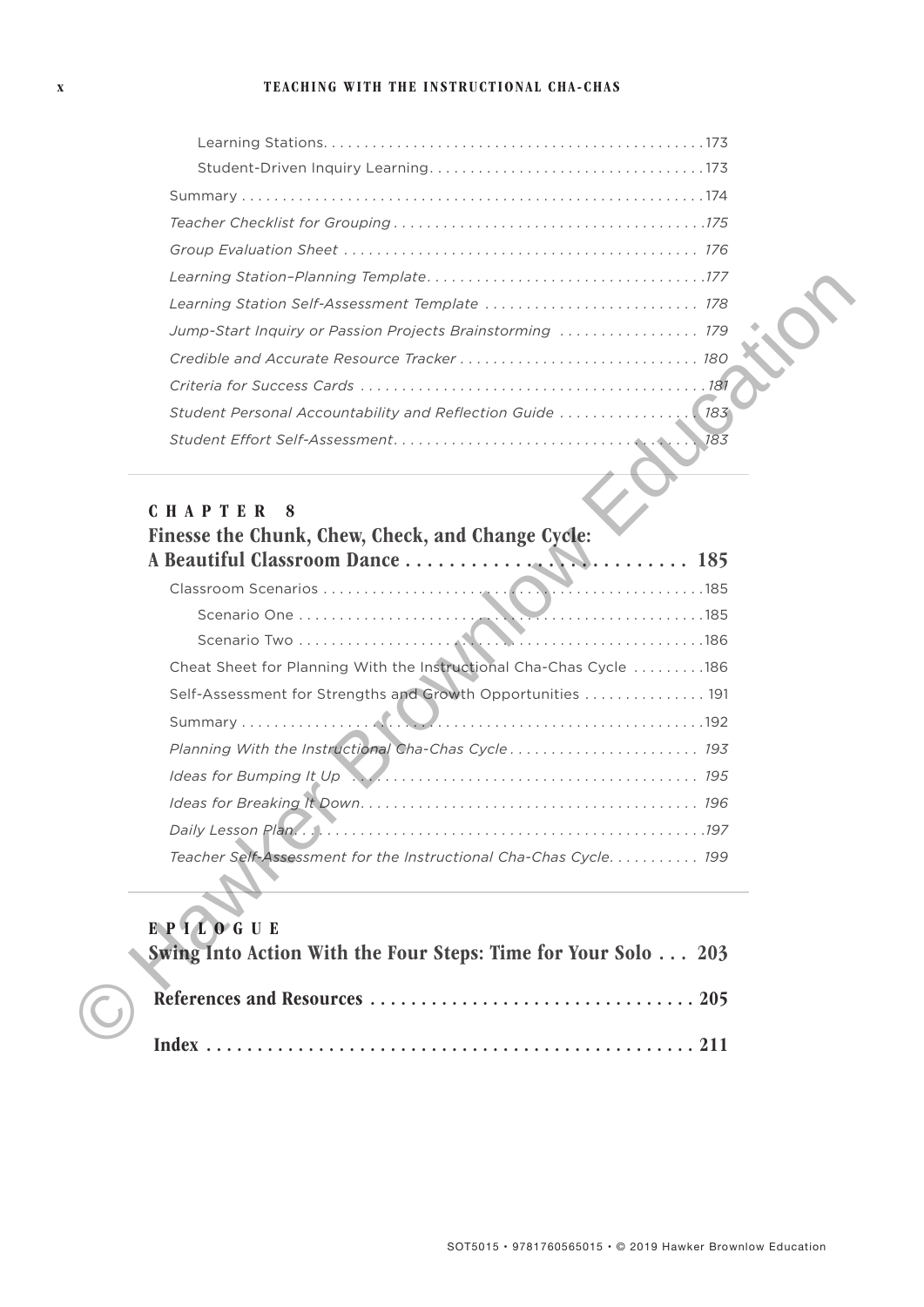Learning Stations . . . . . . . . . . . . . . . . . . . . . . . . . . . . . . . . . . . . . . . . . . . . . . 173
Student-Driven Inquiry Learning . . . . . . . . . . . . . . . . . . . . . . . . . . . . . . . . . 173
Summary . . . . . . . . . . . . . . . . . . . . . . . . . . . . . . . . . . . . . . . . . . . . . . . . . . . . . . 174
*Teacher Checklist for Grouping* . . . . . . . . . . . . . . . . . . . . . . . . . . . . . . . . . . . . . 175
*Group Evaluation Sheet* . . . . . . . . . . . . . . . . . . . . . . . . . . . . . . . . . . . . . . . . . . 176
*Learning Station–Planning Template* . . . . . . . . . . . . . . . . . . . . . . . . . . . . . . . . . 177
*Learning Station Self-Assessment Template* . . . . . . . . . . . . . . . . . . . . . . . . . . 178
*Jump-Start Inquiry or Passion Projects Brainstorming* . . . . . . . . . . . . . . . . 179
*Credible and Accurate Resource Tracker* . . . . . . . . . . . . . . . . . . . . . . . . . . . . 180
*Criteria for Success Cards* . . . . . . . . . . . . . . . . . . . . . . . . . . . . . . . . . . . . . . . . . 181
*Student Personal Accountability and Reflection Guide* . . . . . . . . . . . . . . . . 183
*Student Effort Self-Assessment* . . . . . . . . . . . . . . . . . . . . . . . . . . . . . . . . . . . . . 183

## CHAPTER 8
## Finesse the Chunk, Chew, Check, and Change Cycle: A Beautiful Classroom Dance . . . . . . . . . . . . . . . . . . . . . . . . . . 185

Classroom Scenarios . . . . . . . . . . . . . . . . . . . . . . . . . . . . . . . . . . . . . . . . . . . . . . 185
Scenario One . . . . . . . . . . . . . . . . . . . . . . . . . . . . . . . . . . . . . . . . . . . . . . . . . . 185
Scenario Two . . . . . . . . . . . . . . . . . . . . . . . . . . . . . . . . . . . . . . . . . . . . . . . . . . 186
Cheat Sheet for Planning With the Instructional Cha-Chas Cycle . . . . . . . . . 186
Self-Assessment for Strengths and Growth Opportunities . . . . . . . . . . . . . . . 191
Summary . . . . . . . . . . . . . . . . . . . . . . . . . . . . . . . . . . . . . . . . . . . . . . . . . . . . . . 192
*Planning With the Instructional Cha-Chas Cycle* . . . . . . . . . . . . . . . . . . . . . . 193
*Ideas for Bumping It Up* . . . . . . . . . . . . . . . . . . . . . . . . . . . . . . . . . . . . . . . . . . 195
*Ideas for Breaking It Down* . . . . . . . . . . . . . . . . . . . . . . . . . . . . . . . . . . . . . . . . 196
*Daily Lesson Plan* . . . . . . . . . . . . . . . . . . . . . . . . . . . . . . . . . . . . . . . . . . . . . . . 197
*Teacher Self-Assessment for the Instructional Cha-Chas Cycle* . . . . . . . . . . . 199

## EPILOGUE
## Swing Into Action With the Four Steps: Time for Your Solo . . . 203

## References and Resources . . . . . . . . . . . . . . . . . . . . . . . . . . . . . . . 205

## Index . . . . . . . . . . . . . . . . . . . . . . . . . . . . . . . . . . . . . . . . . . . . . . . . 211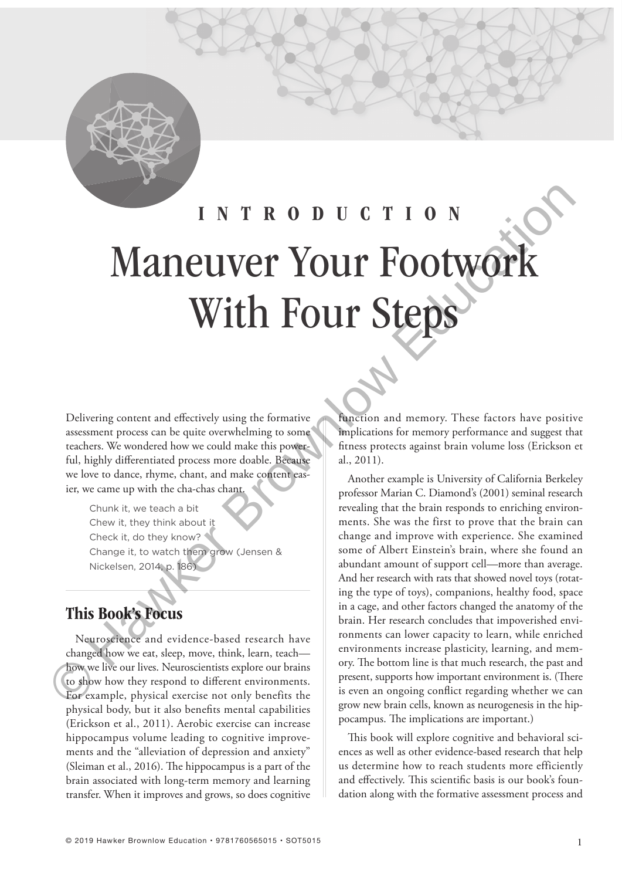# INTRODUCTION

# Maneuver Your Footwork With Four Steps

Delivering content and effectively using the formative assessment process can be quite overwhelming to some teachers. We wondered how we could make this powerful, highly differentiated process more doable. Because we love to dance, rhyme, chant, and make content easier, we came up with the cha-chas chant.

> Chunk it, we teach a bit
> Chew it, they think about it
> Check it, do they know?
> Change it, to watch them grow (Jensen & Nickelsen, 2014, p. 186)

## This Book's Focus

Neuroscience and evidence-based research have changed how we eat, sleep, move, think, learn, teach—how we live our lives. Neuroscientists explore our brains to show how they respond to different environments. For example, physical exercise not only benefits the physical body, but it also benefits mental capabilities (Erickson et al., 2011). Aerobic exercise can increase hippocampus volume leading to cognitive improvements and the "alleviation of depression and anxiety" (Sleiman et al., 2016). The hippocampus is a part of the brain associated with long-term memory and learning transfer. When it improves and grows, so does cognitive function and memory. These factors have positive implications for memory performance and suggest that fitness protects against brain volume loss (Erickson et al., 2011).

Another example is University of California Berkeley professor Marian C. Diamond's (2001) seminal research revealing that the brain responds to enriching environments. She was the first to prove that the brain can change and improve with experience. She examined some of Albert Einstein's brain, where she found an abundant amount of support cell—more than average. And her research with rats that showed novel toys (rotating the type of toys), companions, healthy food, space in a cage, and other factors changed the anatomy of the brain. Her research concludes that impoverished environments can lower capacity to learn, while enriched environments increase plasticity, learning, and memory. The bottom line is that much research, the past and present, supports how important environment is. (There is even an ongoing conflict regarding whether we can grow new brain cells, known as neurogenesis in the hippocampus. The implications are important.)

This book will explore cognitive and behavioral sciences as well as other evidence-based research that help us determine how to reach students more efficiently and effectively. This scientific basis is our book's foundation along with the formative assessment process and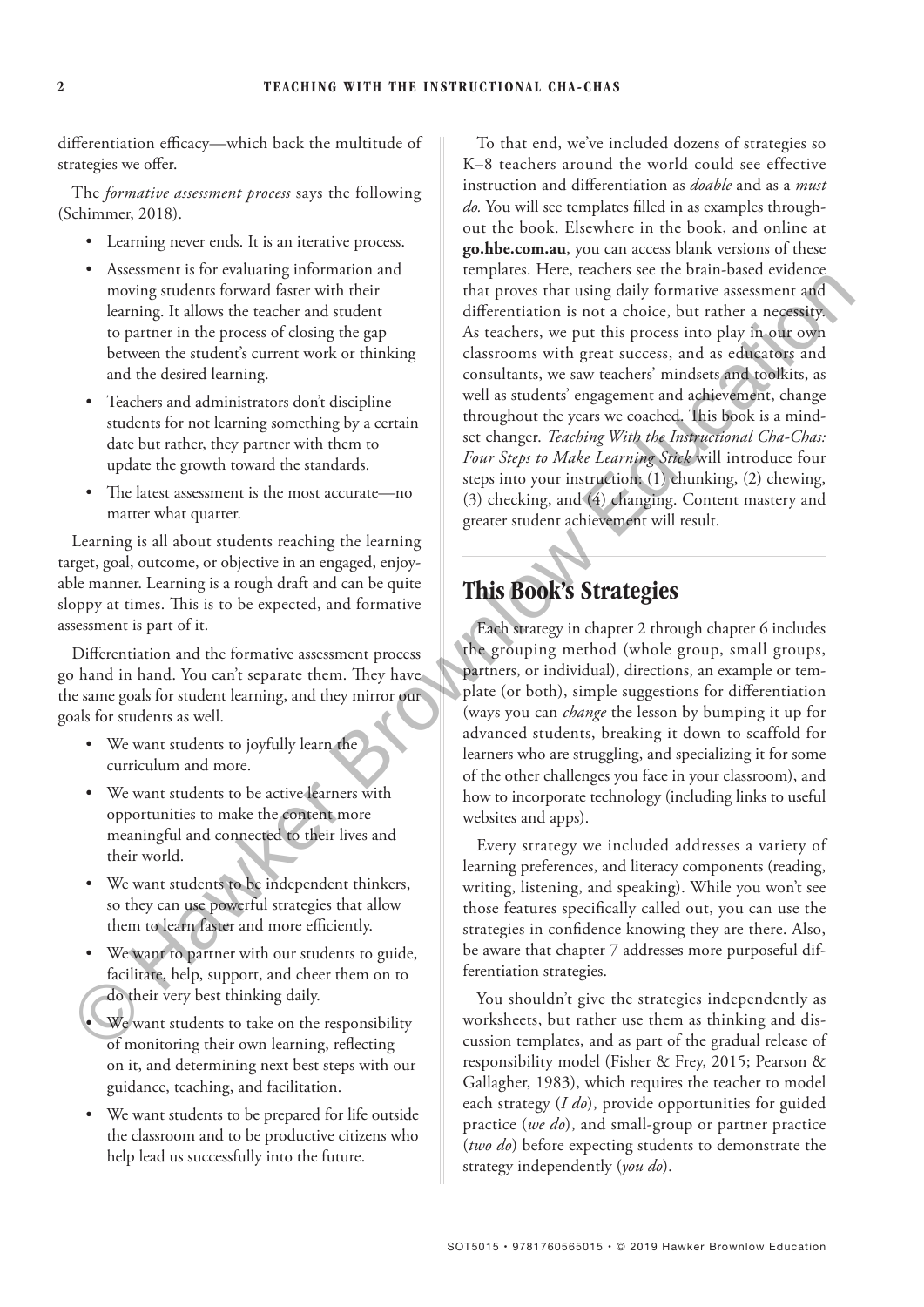differentiation efficacy—which back the multitude of strategies we offer.

The *formative assessment process* says the following (Schimmer, 2018).

- Learning never ends. It is an iterative process.
- Assessment is for evaluating information and moving students forward faster with their learning. It allows the teacher and student to partner in the process of closing the gap between the student's current work or thinking and the desired learning.
- Teachers and administrators don't discipline students for not learning something by a certain date but rather, they partner with them to update the growth toward the standards.
- The latest assessment is the most accurate—no matter what quarter.

Learning is all about students reaching the learning target, goal, outcome, or objective in an engaged, enjoyable manner. Learning is a rough draft and can be quite sloppy at times. This is to be expected, and formative assessment is part of it.

Differentiation and the formative assessment process go hand in hand. You can't separate them. They have the same goals for student learning, and they mirror our goals for students as well.

- We want students to joyfully learn the curriculum and more.
- We want students to be active learners with opportunities to make the content more meaningful and connected to their lives and their world.
- We want students to be independent thinkers, so they can use powerful strategies that allow them to learn faster and more efficiently.
- We want to partner with our students to guide, facilitate, help, support, and cheer them on to do their very best thinking daily.
- We want students to take on the responsibility of monitoring their own learning, reflecting on it, and determining next best steps with our guidance, teaching, and facilitation.
- We want students to be prepared for life outside the classroom and to be productive citizens who help lead us successfully into the future.

To that end, we've included dozens of strategies so K–8 teachers around the world could see effective instruction and differentiation as *doable* and as a *must do.* You will see templates filled in as examples throughout the book. Elsewhere in the book, and online at **go.hbe.com.au**, you can access blank versions of these templates. Here, teachers see the brain-based evidence that proves that using daily formative assessment and differentiation is not a choice, but rather a necessity. As teachers, we put this process into play in our own classrooms with great success, and as educators and consultants, we saw teachers' mindsets and toolkits, as well as students' engagement and achievement, change throughout the years we coached. This book is a mindset changer. *Teaching With the Instructional Cha-Chas: Four Steps to Make Learning Stick* will introduce four steps into your instruction: (1) chunking, (2) chewing, (3) checking, and (4) changing. Content mastery and greater student achievement will result.

## This Book's Strategies

Each strategy in chapter 2 through chapter 6 includes the grouping method (whole group, small groups, partners, or individual), directions, an example or template (or both), simple suggestions for differentiation (ways you can *change* the lesson by bumping it up for advanced students, breaking it down to scaffold for learners who are struggling, and specializing it for some of the other challenges you face in your classroom), and how to incorporate technology (including links to useful websites and apps).

Every strategy we included addresses a variety of learning preferences, and literacy components (reading, writing, listening, and speaking). While you won't see those features specifically called out, you can use the strategies in confidence knowing they are there. Also, be aware that chapter 7 addresses more purposeful differentiation strategies.

You shouldn't give the strategies independently as worksheets, but rather use them as thinking and discussion templates, and as part of the gradual release of responsibility model (Fisher & Frey, 2015; Pearson & Gallagher, 1983), which requires the teacher to model each strategy (*I do*), provide opportunities for guided practice (*we do*), and small-group or partner practice (*two do*) before expecting students to demonstrate the strategy independently (*you do*).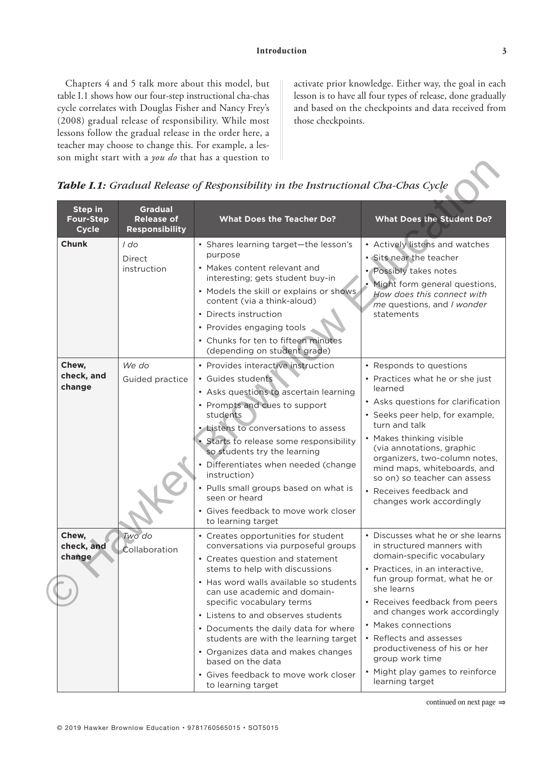Chapters 4 and 5 talk more about this model, but table I.1 shows how our four-step instructional cha-chas cycle correlates with Douglas Fisher and Nancy Frey's (2008) gradual release of responsibility. While most lessons follow the gradual release in the order here, a teacher may choose to change this. For example, a lesson might start with a *you do* that has a question to activate prior knowledge. Either way, the goal in each lesson is to have all four types of release, done gradually and based on the checkpoints and data received from those checkpoints.

***Table I.1:*** *Gradual Release of Responsibility in the Instructional Cha-Chas Cycle*

| Step in Four-Step Cycle | Gradual Release of Responsibility | What Does the Teacher Do? | What Does the Student Do? |
|---|---|---|---|
| **Chunk** | *I do*<br>Direct instruction | • Shares learning target—the lesson's purpose<br>• Makes content relevant and interesting; gets student buy-in<br>• Models the skill or explains or shows content (via a think-aloud)<br>• Directs instruction<br>• Provides engaging tools<br>• Chunks for ten to fifteen minutes (depending on student grade) | • Actively listens and watches<br>• Sits near the teacher<br>• Possibly takes notes<br>• Might form general questions, *How does this connect with me* questions, and *I wonder* statements |
| **Chew, check, and change** | *We do*<br>Guided practice | • Provides interactive instruction<br>• Guides students<br>• Asks questions to ascertain learning<br>• Prompts and cues to support students<br>• Listens to conversations to assess<br>• Starts to release some responsibility so students try the learning<br>• Differentiates when needed (change instruction)<br>• Pulls small groups based on what is seen or heard<br>• Gives feedback to move work closer to learning target | • Responds to questions<br>• Practices what he or she just learned<br>• Asks questions for clarification<br>• Seeks peer help, for example, turn and talk<br>• Makes thinking visible (via annotations, graphic organizers, two-column notes, mind maps, whiteboards, and so on) so teacher can assess<br>• Receives feedback and changes work accordingly |
| **Chew, check, and change** | *Two do*<br>Collaboration | • Creates opportunities for student conversations via purposeful groups<br>• Creates question and statement stems to help with discussions<br>• Has word walls available so students can use academic and domain-specific vocabulary terms<br>• Listens to and observes students<br>• Documents the daily data for where students are with the learning target<br>• Organizes data and makes changes based on the data<br>• Gives feedback to move work closer to learning target | • Discusses what he or she learns in structured manners with domain-specific vocabulary<br>• Practices, in an interactive, fun group format, what he or she learns<br>• Receives feedback from peers and changes work accordingly<br>• Makes connections<br>• Reflects and assesses productiveness of his or her group work time<br>• Might play games to reinforce learning target |

continued on next page ⇒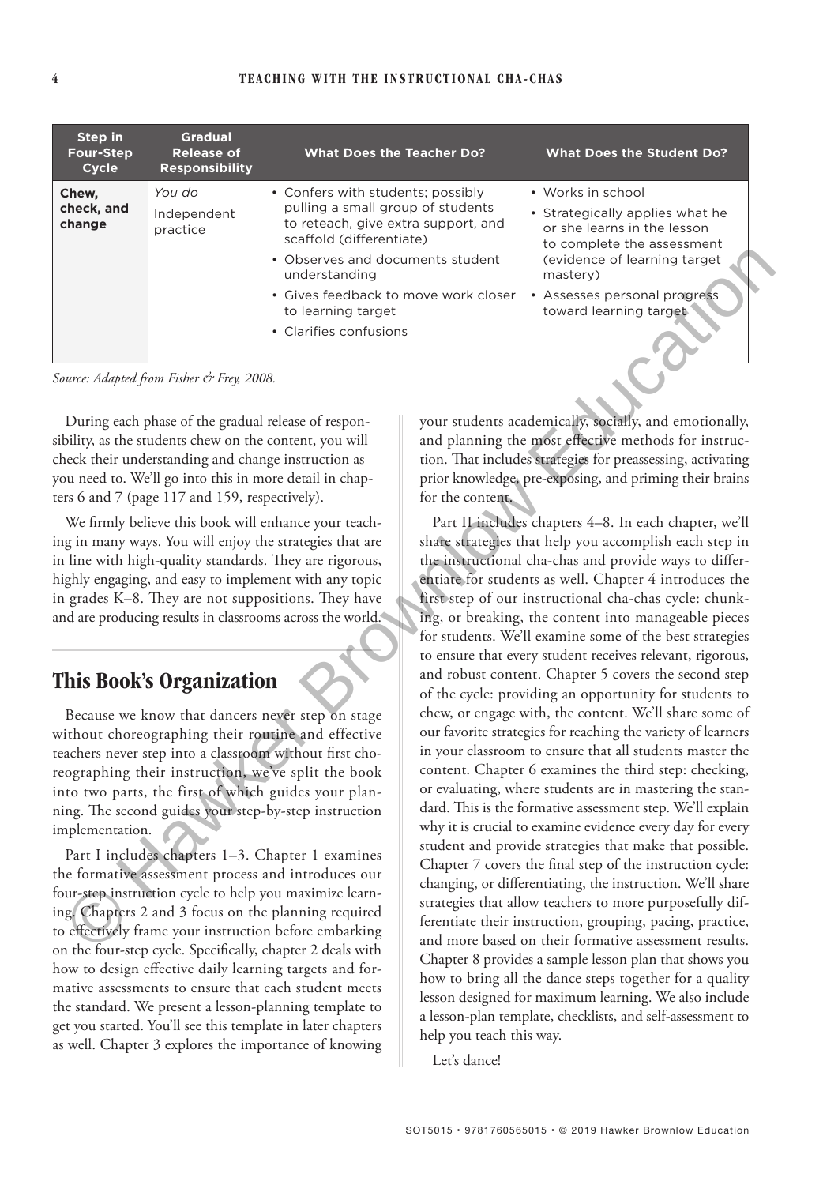| Step in Four-Step Cycle | Gradual Release of Responsibility | What Does the Teacher Do? | What Does the Student Do? |
|---|---|---|---|
| **Chew, check, and change** | *You do*<br>Independent practice | • Confers with students; possibly pulling a small group of students to reteach, give extra support, and scaffold (differentiate)<br>• Observes and documents student understanding<br>• Gives feedback to move work closer to learning target<br>• Clarifies confusions | • Works in school<br>• Strategically applies what he or she learns in the lesson to complete the assessment (evidence of learning target mastery)<br>• Assesses personal progress toward learning target |

*Source: Adapted from Fisher & Frey, 2008.*

During each phase of the gradual release of responsibility, as the students chew on the content, you will check their understanding and change instruction as you need to. We'll go into this in more detail in chapters 6 and 7 (page 117 and 159, respectively).

We firmly believe this book will enhance your teaching in many ways. You will enjoy the strategies that are in line with high-quality standards. They are rigorous, highly engaging, and easy to implement with any topic in grades K–8. They are not suppositions. They have and are producing results in classrooms across the world.

## This Book's Organization

Because we know that dancers never step on stage without choreographing their routine and effective teachers never step into a classroom without first choreographing their instruction, we've split the book into two parts, the first of which guides your planning. The second guides your step-by-step instruction implementation.

Part I includes chapters 1–3. Chapter 1 examines the formative assessment process and introduces our four-step instruction cycle to help you maximize learning. Chapters 2 and 3 focus on the planning required to effectively frame your instruction before embarking on the four-step cycle. Specifically, chapter 2 deals with how to design effective daily learning targets and formative assessments to ensure that each student meets the standard. We present a lesson-planning template to get you started. You'll see this template in later chapters as well. Chapter 3 explores the importance of knowing your students academically, socially, and emotionally, and planning the most effective methods for instruction. That includes strategies for preassessing, activating prior knowledge, pre-exposing, and priming their brains for the content.

Part II includes chapters 4–8. In each chapter, we'll share strategies that help you accomplish each step in the instructional cha-chas and provide ways to differentiate for students as well. Chapter 4 introduces the first step of our instructional cha-chas cycle: chunking, or breaking, the content into manageable pieces for students. We'll examine some of the best strategies to ensure that every student receives relevant, rigorous, and robust content. Chapter 5 covers the second step of the cycle: providing an opportunity for students to chew, or engage with, the content. We'll share some of our favorite strategies for reaching the variety of learners in your classroom to ensure that all students master the content. Chapter 6 examines the third step: checking, or evaluating, where students are in mastering the standard. This is the formative assessment step. We'll explain why it is crucial to examine evidence every day for every student and provide strategies that make that possible. Chapter 7 covers the final step of the instruction cycle: changing, or differentiating, the instruction. We'll share strategies that allow teachers to more purposefully differentiate their instruction, grouping, pacing, practice, and more based on their formative assessment results. Chapter 8 provides a sample lesson plan that shows you how to bring all the dance steps together for a quality lesson designed for maximum learning. We also include a lesson-plan template, checklists, and self-assessment to help you teach this way.

Let's dance!